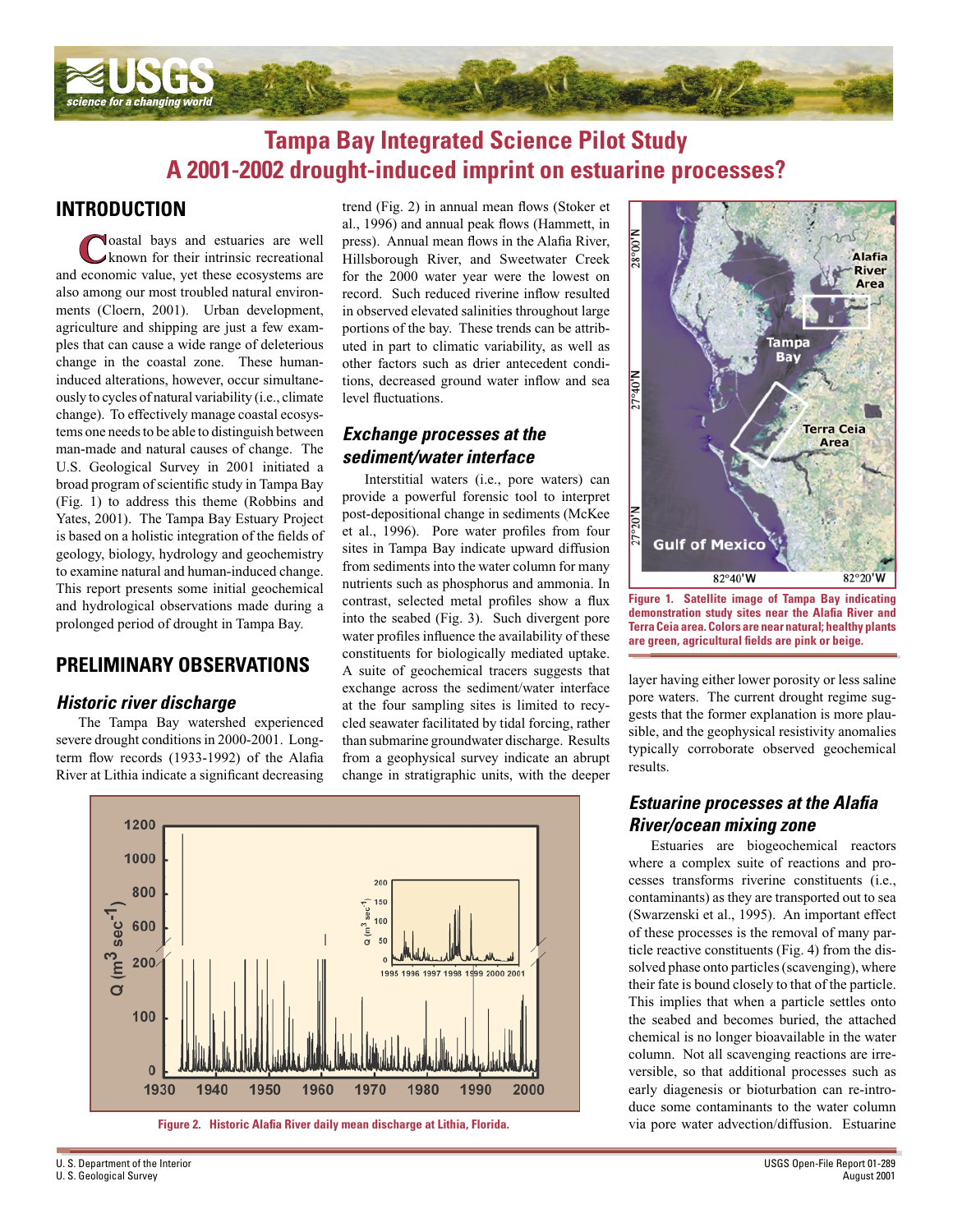# Tampa Bay Integrated Science Pilot Study
# A 2001-2002 drought-induced imprint on estuarine processes?

## INTRODUCTION

Coastal bays and estuaries are well known for their intrinsic recreational and economic value, yet these ecosystems are also among our most troubled natural environments (Cloern, 2001). Urban development, agriculture and shipping are just a few examples that can cause a wide range of deleterious change in the coastal zone. These human-induced alterations, however, occur simultaneously to cycles of natural variability (i.e., climate change). To effectively manage coastal ecosystems one needs to be able to distinguish between man-made and natural causes of change. The U.S. Geological Survey in 2001 initiated a broad program of scientific study in Tampa Bay (Fig. 1) to address this theme (Robbins and Yates, 2001). The Tampa Bay Estuary Project is based on a holistic integration of the fields of geology, biology, hydrology and geochemistry to examine natural and human-induced change. This report presents some initial geochemical and hydrological observations made during a prolonged period of drought in Tampa Bay.

## PRELIMINARY OBSERVATIONS

### *Historic river discharge*

The Tampa Bay watershed experienced severe drought conditions in 2000-2001. Long-term flow records (1933-1992) of the Alafia River at Lithia indicate a significant decreasing trend (Fig. 2) in annual mean flows (Stoker et al., 1996) and annual peak flows (Hammett, in press). Annual mean flows in the Alafia River, Hillsborough River, and Sweetwater Creek for the 2000 water year were the lowest on record. Such reduced riverine inflow resulted in observed elevated salinities throughout large portions of the bay. These trends can be attributed in part to climatic variability, as well as other factors such as drier antecedent conditions, decreased ground water inflow and sea level fluctuations.

### *Exchange processes at the sediment/water interface*

Interstitial waters (i.e., pore waters) can provide a powerful forensic tool to interpret post-depositional change in sediments (McKee et al., 1996). Pore water profiles from four sites in Tampa Bay indicate upward diffusion from sediments into the water column for many nutrients such as phosphorus and ammonia. In contrast, selected metal profiles show a flux into the seabed (Fig. 3). Such divergent pore water profiles influence the availability of these constituents for biologically mediated uptake. A suite of geochemical tracers suggests that exchange across the sediment/water interface at the four sampling sites is limited to recycled seawater facilitated by tidal forcing, rather than submarine groundwater discharge. Results from a geophysical survey indicate an abrupt change in stratigraphic units, with the deeper layer having either lower porosity or less saline pore waters. The current drought regime suggests that the former explanation is more plausible, and the geophysical resistivity anomalies typically corroborate observed geochemical results.

**Figure 1. Satellite image of Tampa Bay indicating demonstration study sites near the Alafia River and Terra Ceia area. Colors are near natural; healthy plants are green, agricultural fields are pink or beige.**

**Figure 2. Historic Alafia River daily mean discharge at Lithia, Florida.**

### *Estuarine processes at the Alafia River/ocean mixing zone*

Estuaries are biogeochemical reactors where a complex suite of reactions and processes transforms riverine constituents (i.e., contaminants) as they are transported out to sea (Swarzenski et al., 1995). An important effect of these processes is the removal of many particle reactive constituents (Fig. 4) from the dissolved phase onto particles (scavenging), where their fate is bound closely to that of the particle. This implies that when a particle settles onto the seabed and becomes buried, the attached chemical is no longer bioavailable in the water column. Not all scavenging reactions are irreversible, so that additional processes such as early diagenesis or bioturbation can re-introduce some contaminants to the water column via pore water advection/diffusion. Estuarine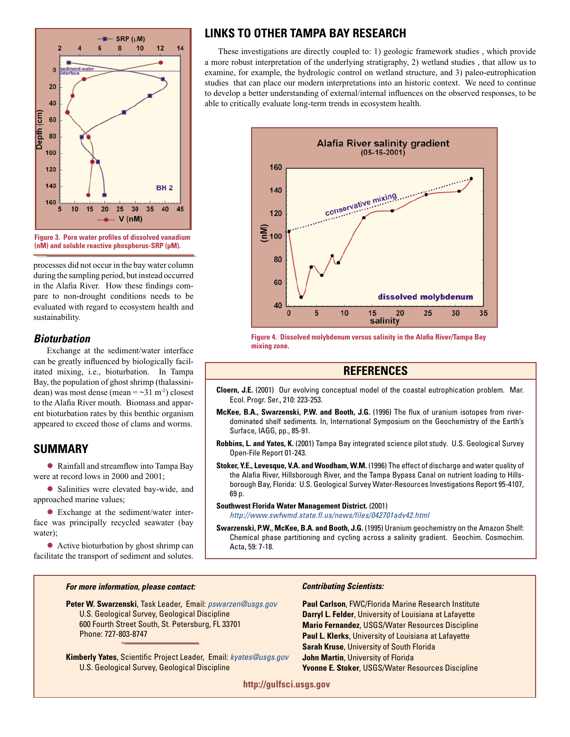SRP (μM)

2 4 6 8 10 12 14

sediment-water interface

Depth (cm)

0 20 40 60 80 100 120 140 160

BH 2

5 10 15 20 25 30 35 40 45

V (nM)

Figure 3. Pore water profiles of dissolved vanadium (nM) and soluble reactive phosphorus-SRP (μM).

processes did not occur in the bay water column during the sampling period, but instead occurred in the Alafia River. How these findings compare to non-drought conditions needs to be evaluated with regard to ecosystem health and sustainability.

### *Bioturbation*

Exchange at the sediment/water interface can be greatly influenced by biologically facilitated mixing, i.e., bioturbation. In Tampa Bay, the population of ghost shrimp (thalassinidean) was most dense (mean = ~31 $m^{-2}$) closest to the Alafia River mouth. Biomass and apparent bioturbation rates by this benthic organism appeared to exceed those of clams and worms.

## SUMMARY

- Rainfall and streamflow into Tampa Bay were at record lows in 2000 and 2001;
- Salinities were elevated bay-wide, and approached marine values;
- Exchange at the sediment/water interface was principally recycled seawater (bay water);
- Active bioturbation by ghost shrimp can facilitate the transport of sediment and solutes.

## LINKS TO OTHER TAMPA BAY RESEARCH

These investigations are directly coupled to: 1) geologic framework studies , which provide a more robust interpretation of the underlying stratigraphy, 2) wetland studies , that allow us to examine, for example, the hydrologic control on wetland structure, and 3) paleo-eutrophication studies that can place our modern interpretations into an historic context. We need to continue to develop a better understanding of external/internal influences on the observed responses, to be able to critically evaluate long-term trends in ecosystem health.

Alafia River salinity gradient
(05-16-2001)

(nM)

160 140 120 100 80 60 40

conservative mixing

dissolved molybdenum

0 5 10 15 20 25 30 35

salinity

Figure 4. Dissolved molybdenum versus salinity in the Alafia River/Tampa Bay mixing zone.

## REFERENCES

**Cloern, J.E.** (2001) Our evolving conceptual model of the coastal eutrophication problem. Mar. Ecol. Progr. Ser., 210: 223-253.

**McKee, B.A., Swarzenski, P.W. and Booth, J.G.** (1996) The flux of uranium isotopes from river-dominated shelf sediments. In, International Symposium on the Geochemistry of the Earth's Surface, IAGG, pp., 85-91.

**Robbins, L. and Yates, K.** (2001) Tampa Bay integrated science pilot study. U.S. Geological Survey Open-File Report 01-243.

**Stoker, Y.E., Levesque, V.A. and Woodham, W.M.** (1996) The effect of discharge and water quality of the Alafia River, Hillsborough River, and the Tampa Bypass Canal on nutrient loading to Hillsborough Bay, Florida: U.S. Geological Survey Water-Resources Investigations Report 95-4107, 69 p.

**Southwest Florida Water Management District.** (2001)
*http://www.swfwmd.state.fl.us/news/files/042701adv42.html*

**Swarzenski, P.W., McKee, B.A. and Booth, J.G.** (1995) Uranium geochemistry on the Amazon Shelf: Chemical phase partitioning and cycling across a salinity gradient. Geochim. Cosmochim. Acta, 59: 7-18.

***For more information, please contact:***

**Peter W. Swarzenski**, Task Leader, Email: *pswarzen@usgs.gov*
U.S. Geological Survey, Geological Discipline
600 Fourth Street South, St. Petersburg, FL 33701
Phone: 727-803-8747

**Kimberly Yates**, Scientific Project Leader, Email: *kyates@usgs.gov*
U.S. Geological Survey, Geological Discipline

***Contributing Scientists:***

**Paul Carlson**, FWC/Florida Marine Research Institute
**Darryl L. Felder**, University of Louisiana at Lafayette
**Mario Fernandez**, USGS/Water Resources Discipline
**Paul L. Klerks**, University of Louisiana at Lafayette
**Sarah Kruse**, University of South Florida
**John Martin**, University of Florida
**Yvonne E. Stoker**, USGS/Water Resources Discipline

**http://gulfsci.usgs.gov**